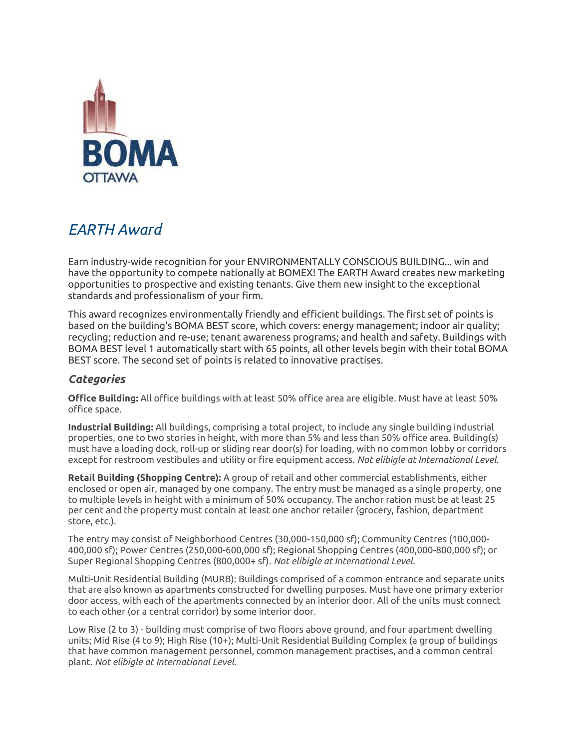BOMA
OTTAWA

## *EARTH Award*

Earn industry-wide recognition for your ENVIRONMENTALLY CONSCIOUS BUILDING... win and have the opportunity to compete nationally at BOMEX! The EARTH Award creates new marketing opportunities to prospective and existing tenants. Give them new insight to the exceptional standards and professionalism of your firm.

This award recognizes environmentally friendly and efficient buildings. The first set of points is based on the building's BOMA BEST score, which covers: energy management; indoor air quality; recycling; reduction and re-use; tenant awareness programs; and health and safety. Buildings with BOMA BEST level 1 automatically start with 65 points, all other levels begin with their total BOMA BEST score. The second set of points is related to innovative practises.

### *Categories*

**Office Building:** All office buildings with at least 50% office area are eligible. Must have at least 50% office space.

**Industrial Building:** All buildings, comprising a total project, to include any single building industrial properties, one to two stories in height, with more than 5% and less than 50% office area. Building(s) must have a loading dock, roll-up or sliding rear door(s) for loading, with no common lobby or corridors except for restroom vestibules and utility or fire equipment access. *Not elibigle at International Level.*

**Retail Building (Shopping Centre):** A group of retail and other commercial establishments, either enclosed or open air, managed by one company. The entry must be managed as a single property, one to multiple levels in height with a minimum of 50% occupancy. The anchor ration must be at least 25 per cent and the property must contain at least one anchor retailer (grocery, fashion, department store, etc.).

The entry may consist of Neighborhood Centres (30,000-150,000 sf); Community Centres (100,000-400,000 sf); Power Centres (250,000-600,000 sf); Regional Shopping Centres (400,000-800,000 sf); or Super Regional Shopping Centres (800,000+ sf). *Not elibigle at International Level.*

Multi-Unit Residential Building (MURB): Buildings comprised of a common entrance and separate units that are also known as apartments constructed for dwelling purposes. Must have one primary exterior door access, with each of the apartments connected by an interior door. All of the units must connect to each other (or a central corridor) by some interior door.

Low Rise (2 to 3) - building must comprise of two floors above ground, and four apartment dwelling units; Mid Rise (4 to 9); High Rise (10+); Multi-Unit Residential Building Complex (a group of buildings that have common management personnel, common management practises, and a common central plant. *Not elibigle at International Level.*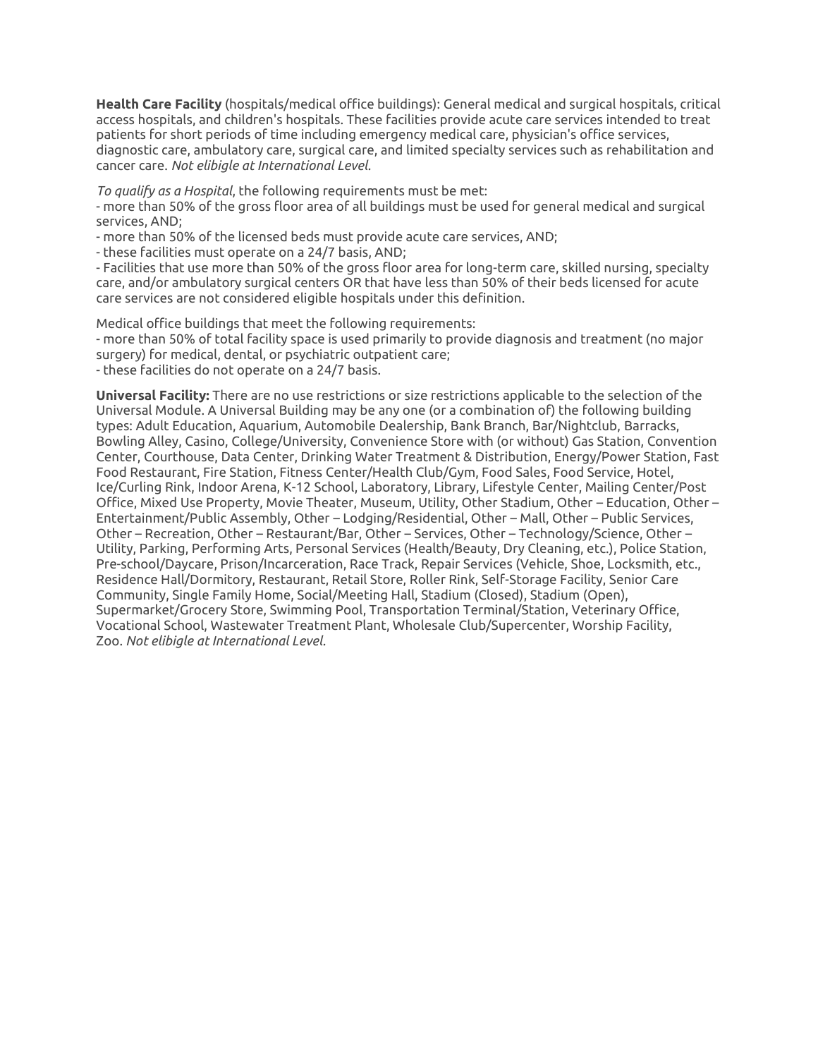**Health Care Facility** (hospitals/medical office buildings): General medical and surgical hospitals, critical access hospitals, and children's hospitals. These facilities provide acute care services intended to treat patients for short periods of time including emergency medical care, physician's office services, diagnostic care, ambulatory care, surgical care, and limited specialty services such as rehabilitation and cancer care. *Not elibigle at International Level.*

*To qualify as a Hospital*, the following requirements must be met:
- more than 50% of the gross floor area of all buildings must be used for general medical and surgical services, AND;
- more than 50% of the licensed beds must provide acute care services, AND;
- these facilities must operate on a 24/7 basis, AND;
- Facilities that use more than 50% of the gross floor area for long-term care, skilled nursing, specialty care, and/or ambulatory surgical centers OR that have less than 50% of their beds licensed for acute care services are not considered eligible hospitals under this definition.

Medical office buildings that meet the following requirements:
- more than 50% of total facility space is used primarily to provide diagnosis and treatment (no major surgery) for medical, dental, or psychiatric outpatient care;
- these facilities do not operate on a 24/7 basis.

**Universal Facility:** There are no use restrictions or size restrictions applicable to the selection of the Universal Module. A Universal Building may be any one (or a combination of) the following building types: Adult Education, Aquarium, Automobile Dealership, Bank Branch, Bar/Nightclub, Barracks, Bowling Alley, Casino, College/University, Convenience Store with (or without) Gas Station, Convention Center, Courthouse, Data Center, Drinking Water Treatment & Distribution, Energy/Power Station, Fast Food Restaurant, Fire Station, Fitness Center/Health Club/Gym, Food Sales, Food Service, Hotel, Ice/Curling Rink, Indoor Arena, K-12 School, Laboratory, Library, Lifestyle Center, Mailing Center/Post Office, Mixed Use Property, Movie Theater, Museum, Utility, Other Stadium, Other – Education, Other – Entertainment/Public Assembly, Other – Lodging/Residential, Other – Mall, Other – Public Services, Other – Recreation, Other – Restaurant/Bar, Other – Services, Other – Technology/Science, Other – Utility, Parking, Performing Arts, Personal Services (Health/Beauty, Dry Cleaning, etc.), Police Station, Pre-school/Daycare, Prison/Incarceration, Race Track, Repair Services (Vehicle, Shoe, Locksmith, etc., Residence Hall/Dormitory, Restaurant, Retail Store, Roller Rink, Self-Storage Facility, Senior Care Community, Single Family Home, Social/Meeting Hall, Stadium (Closed), Stadium (Open), Supermarket/Grocery Store, Swimming Pool, Transportation Terminal/Station, Veterinary Office, Vocational School, Wastewater Treatment Plant, Wholesale Club/Supercenter, Worship Facility, Zoo. *Not elibigle at International Level.*